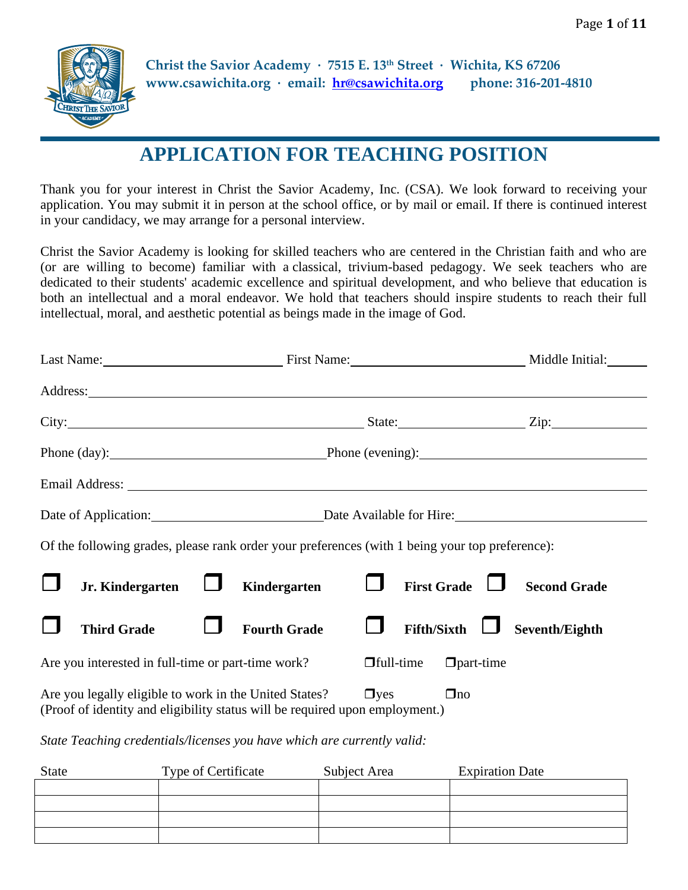**Christ the Savior Academy · 7515 E. 13th Street · Wichita, KS 67206**
**www.csawichita.org · email: hr@csawichita.org phone: 316-201-4810**

# APPLICATION FOR TEACHING POSITION

Thank you for your interest in Christ the Savior Academy, Inc. (CSA). We look forward to receiving your application. You may submit it in person at the school office, or by mail or email. If there is continued interest in your candidacy, we may arrange for a personal interview.

Christ the Savior Academy is looking for skilled teachers who are centered in the Christian faith and who are (or are willing to become) familiar with a classical, trivium-based pedagogy. We seek teachers who are dedicated to their students' academic excellence and spiritual development, and who believe that education is both an intellectual and a moral endeavor. We hold that teachers should inspire students to reach their full intellectual, moral, and aesthetic potential as beings made in the image of God.

Last Name:\_\_\_\_\_\_\_\_\_\_\_\_\_\_\_\_\_\_\_\_ First Name:\_\_\_\_\_\_\_\_\_\_\_\_\_\_\_\_\_\_\_\_ Middle Initial:\_\_\_\_

Address:\_\_\_\_\_\_\_\_\_\_\_\_\_\_\_\_\_\_\_\_\_\_\_\_\_\_\_\_\_\_\_\_\_\_\_\_\_\_\_\_

City:\_\_\_\_\_\_\_\_\_\_\_\_\_\_\_\_\_\_\_\_\_\_\_\_ State:\_\_\_\_\_\_\_\_\_\_\_\_ Zip:\_\_\_\_\_\_\_\_\_\_

Phone (day):\_\_\_\_\_\_\_\_\_\_\_\_\_\_\_\_\_\_\_\_\_\_ Phone (evening):\_\_\_\_\_\_\_\_\_\_\_\_\_\_\_\_\_\_\_\_\_\_

Email Address: \_\_\_\_\_\_\_\_\_\_\_\_\_\_\_\_\_\_\_\_\_\_\_\_\_\_\_\_\_\_\_\_\_\_\_\_\_\_\_\_

Date of Application:\_\_\_\_\_\_\_\_\_\_\_\_\_\_\_\_\_\_\_\_ Date Available for Hire:\_\_\_\_\_\_\_\_\_\_\_\_\_\_\_\_\_\_\_\_

Of the following grades, please rank order your preferences (with 1 being your top preference):

❒ **Jr. Kindergarten** ❒ **Kindergarten** ❒ **First Grade** ❒ **Second Grade**

❒ **Third Grade** ❒ **Fourth Grade** ❒ **Fifth/Sixth** ❒ **Seventh/Eighth**

Are you interested in full-time or part-time work? ❒full-time ❒part-time

Are you legally eligible to work in the United States? ❒yes ❒no
(Proof of identity and eligibility status will be required upon employment.)

*State Teaching credentials/licenses you have which are currently valid:*

| State | Type of Certificate | Subject Area | Expiration Date |
|---|---|---|---|
| | | | |
| | | | |
| | | | |
| | | | |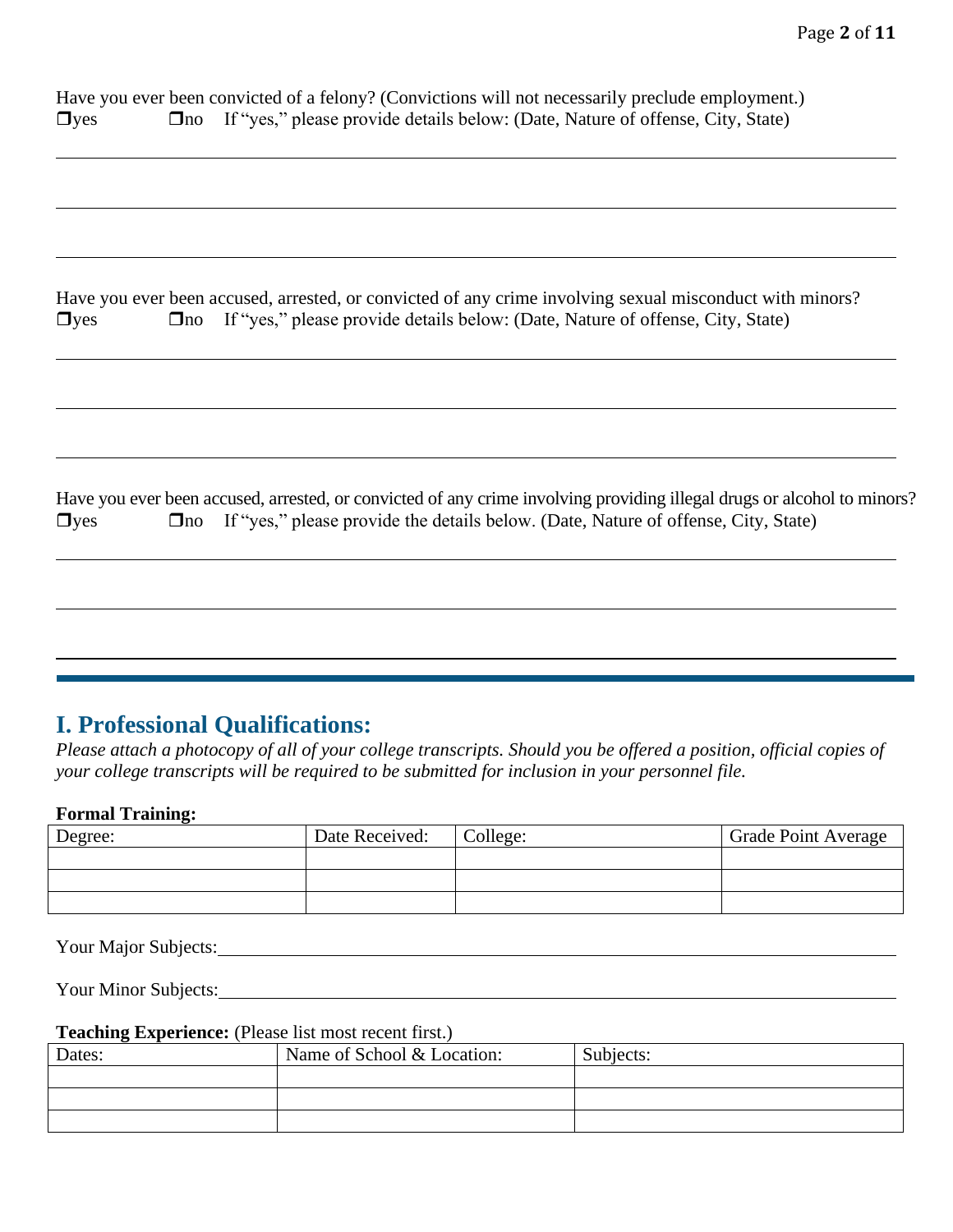Have you ever been convicted of a felony? (Convictions will not necessarily preclude employment.)
❐yes ❐no If "yes," please provide details below: (Date, Nature of offense, City, State)

______________________________________________________________________

______________________________________________________________________

______________________________________________________________________

Have you ever been accused, arrested, or convicted of any crime involving sexual misconduct with minors?
❐yes ❐no If "yes," please provide details below: (Date, Nature of offense, City, State)

______________________________________________________________________

______________________________________________________________________

______________________________________________________________________

Have you ever been accused, arrested, or convicted of any crime involving providing illegal drugs or alcohol to minors?
❐yes ❐no If "yes," please provide the details below. (Date, Nature of offense, City, State)

______________________________________________________________________

______________________________________________________________________

______________________________________________________________________

## I. Professional Qualifications:

*Please attach a photocopy of all of your college transcripts. Should you be offered a position, official copies of your college transcripts will be required to be submitted for inclusion in your personnel file.*

**Formal Training:**

| Degree: | Date Received: | College: | Grade Point Average |
|---|---|---|---|
| | | | |
| | | | |
| | | | |

Your Major Subjects:______________________________________________

Your Minor Subjects:______________________________________________

**Teaching Experience:** (Please list most recent first.)

| Dates: | Name of School & Location: | Subjects: |
|---|---|---|
| | | |
| | | |
| | | |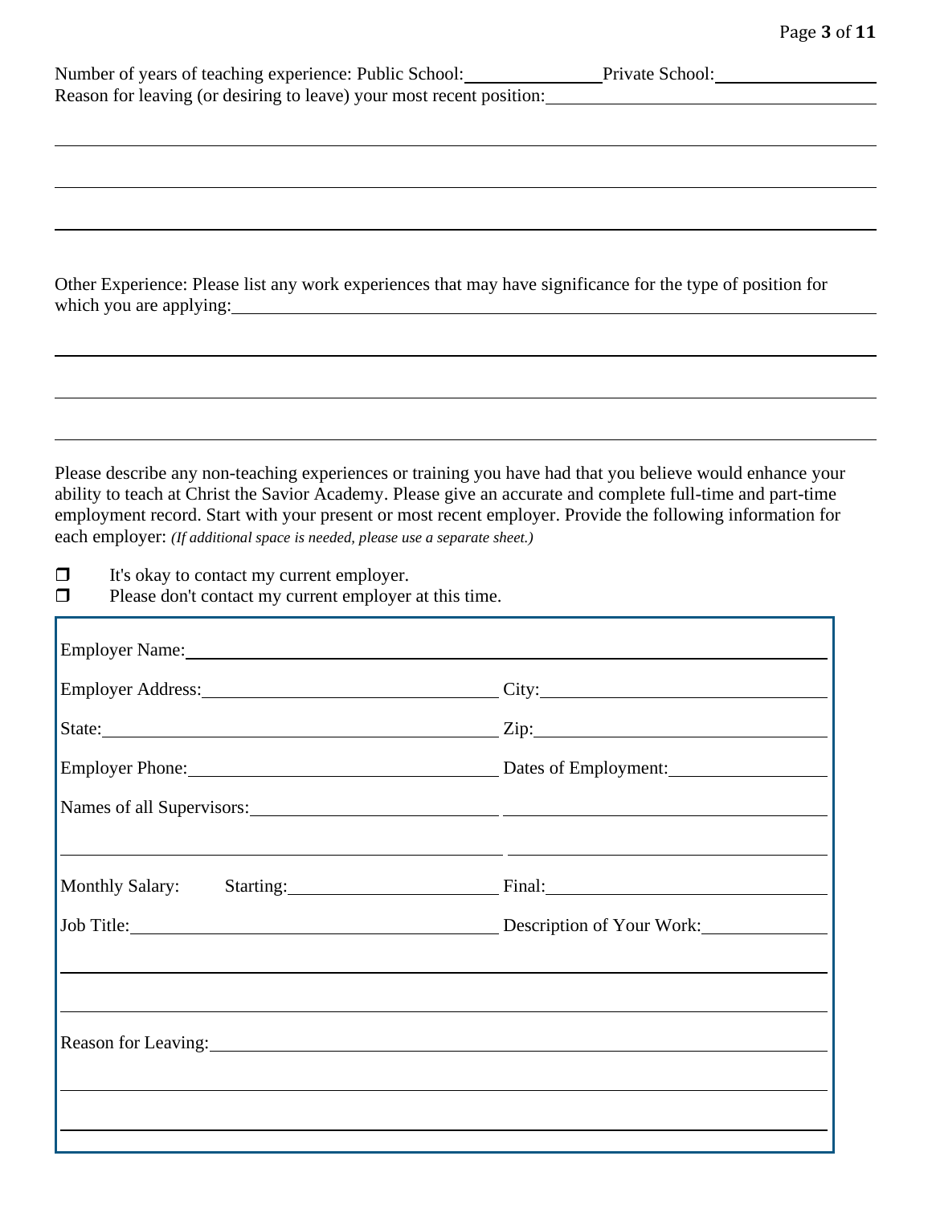Number of years of teaching experience: Public School: \_\_\_\_\_\_\_\_\_\_\_\_ Private School: \_\_\_\_\_\_\_\_\_\_\_\_

Reason for leaving (or desiring to leave) your most recent position: \_\_\_\_\_\_\_\_\_\_\_\_\_\_\_\_\_\_\_\_\_\_\_\_

\_\_\_\_\_\_\_\_\_\_\_\_\_\_\_\_\_\_\_\_\_\_\_\_\_\_\_\_\_\_\_\_\_\_\_\_\_\_\_\_\_\_\_\_\_\_\_\_

\_\_\_\_\_\_\_\_\_\_\_\_\_\_\_\_\_\_\_\_\_\_\_\_\_\_\_\_\_\_\_\_\_\_\_\_\_\_\_\_\_\_\_\_\_\_\_\_

\_\_\_\_\_\_\_\_\_\_\_\_\_\_\_\_\_\_\_\_\_\_\_\_\_\_\_\_\_\_\_\_\_\_\_\_\_\_\_\_\_\_\_\_\_\_\_\_

Other Experience: Please list any work experiences that may have significance for the type of position for which you are applying: \_\_\_\_\_\_\_\_\_\_\_\_\_\_\_\_\_\_\_\_\_\_\_\_

\_\_\_\_\_\_\_\_\_\_\_\_\_\_\_\_\_\_\_\_\_\_\_\_\_\_\_\_\_\_\_\_\_\_\_\_\_\_\_\_\_\_\_\_\_\_\_\_

\_\_\_\_\_\_\_\_\_\_\_\_\_\_\_\_\_\_\_\_\_\_\_\_\_\_\_\_\_\_\_\_\_\_\_\_\_\_\_\_\_\_\_\_\_\_\_\_

\_\_\_\_\_\_\_\_\_\_\_\_\_\_\_\_\_\_\_\_\_\_\_\_\_\_\_\_\_\_\_\_\_\_\_\_\_\_\_\_\_\_\_\_\_\_\_\_

Please describe any non-teaching experiences or training you have had that you believe would enhance your ability to teach at Christ the Savior Academy. Please give an accurate and complete full-time and part-time employment record. Start with your present or most recent employer. Provide the following information for each employer: *(If additional space is needed, please use a separate sheet.)*

- ☐ It's okay to contact my current employer.
- ☐ Please don't contact my current employer at this time.

Employer Name: \_\_\_\_\_\_\_\_\_\_\_\_\_\_\_\_\_\_\_\_\_\_\_\_\_\_\_\_\_\_\_\_\_\_\_\_

Employer Address: \_\_\_\_\_\_\_\_\_\_\_\_\_\_\_\_\_\_ City: \_\_\_\_\_\_\_\_\_\_\_\_\_\_\_\_\_\_

State: \_\_\_\_\_\_\_\_\_\_\_\_\_\_\_\_\_\_ Zip: \_\_\_\_\_\_\_\_\_\_\_\_\_\_\_\_\_\_

Employer Phone: \_\_\_\_\_\_\_\_\_\_\_\_\_\_\_\_\_\_ Dates of Employment: \_\_\_\_\_\_\_\_\_\_\_\_

Names of all Supervisors: \_\_\_\_\_\_\_\_\_\_\_\_\_\_\_\_\_\_ \_\_\_\_\_\_\_\_\_\_\_\_\_\_\_\_\_\_

\_\_\_\_\_\_\_\_\_\_\_\_\_\_\_\_\_\_\_\_\_\_\_\_ \_\_\_\_\_\_\_\_\_\_\_\_\_\_\_\_\_\_\_\_\_\_\_\_

Monthly Salary: Starting: \_\_\_\_\_\_\_\_\_\_\_\_\_\_\_\_\_\_ Final: \_\_\_\_\_\_\_\_\_\_\_\_\_\_\_\_\_\_

Job Title: \_\_\_\_\_\_\_\_\_\_\_\_\_\_\_\_\_\_ Description of Your Work: \_\_\_\_\_\_\_\_\_\_\_\_

\_\_\_\_\_\_\_\_\_\_\_\_\_\_\_\_\_\_\_\_\_\_\_\_\_\_\_\_\_\_\_\_\_\_\_\_\_\_\_\_\_\_\_\_\_\_\_\_

\_\_\_\_\_\_\_\_\_\_\_\_\_\_\_\_\_\_\_\_\_\_\_\_\_\_\_\_\_\_\_\_\_\_\_\_\_\_\_\_\_\_\_\_\_\_\_\_

Reason for Leaving: \_\_\_\_\_\_\_\_\_\_\_\_\_\_\_\_\_\_\_\_\_\_\_\_\_\_\_\_\_\_\_\_\_\_\_\_

\_\_\_\_\_\_\_\_\_\_\_\_\_\_\_\_\_\_\_\_\_\_\_\_\_\_\_\_\_\_\_\_\_\_\_\_\_\_\_\_\_\_\_\_\_\_\_\_

\_\_\_\_\_\_\_\_\_\_\_\_\_\_\_\_\_\_\_\_\_\_\_\_\_\_\_\_\_\_\_\_\_\_\_\_\_\_\_\_\_\_\_\_\_\_\_\_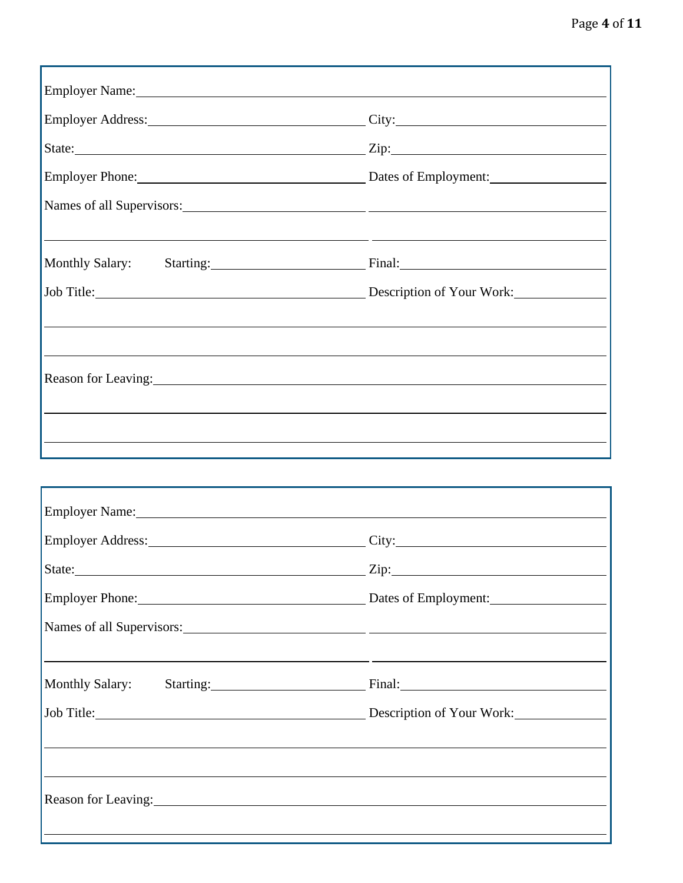Employer Name: ______________________________________________

Employer Address: ______________________ City: ______________________

State: ______________________ Zip: ______________________

Employer Phone: ______________________ Dates of Employment: ______________

Names of all Supervisors: ______________________ ______________________

______________________ ______________________

Monthly Salary: Starting: ______________ Final: ______________

Job Title: ______________________ Description of Your Work: ______________

______________________________________________

______________________________________________

Reason for Leaving: ______________________________________________

______________________________________________

______________________________________________

---

Employer Name: ______________________________________________

Employer Address: ______________________ City: ______________________

State: ______________________ Zip: ______________________

Employer Phone: ______________________ Dates of Employment: ______________

Names of all Supervisors: ______________________ ______________________

______________________ ______________________

Monthly Salary: Starting: ______________ Final: ______________

Job Title: ______________________ Description of Your Work: ______________

______________________________________________

______________________________________________

Reason for Leaving: ______________________________________________

______________________________________________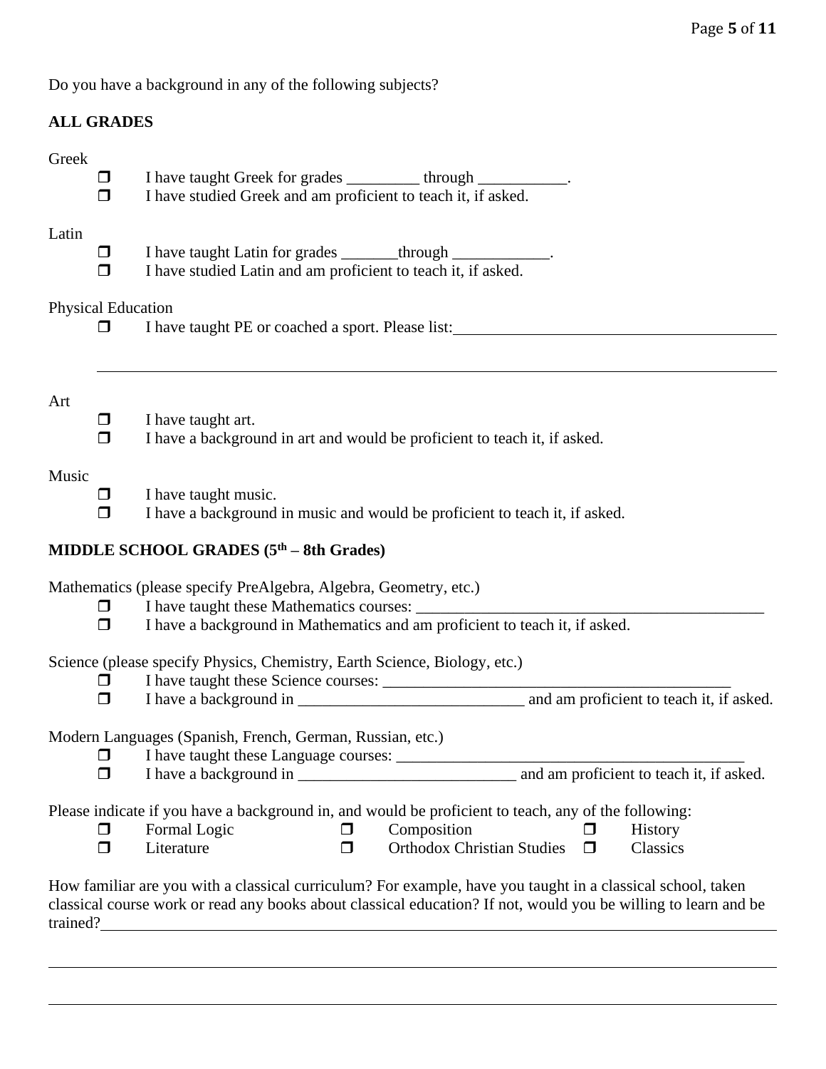Do you have a background in any of the following subjects?

**ALL GRADES**

Greek

- ☐ I have taught Greek for grades _________ through ___________.
- ☐ I have studied Greek and am proficient to teach it, if asked.

Latin

- ☐ I have taught Latin for grades _______through ____________.
- ☐ I have studied Latin and am proficient to teach it, if asked.

Physical Education

- ☐ I have taught PE or coached a sport. Please list:___________________________________________

___________________________________________________________________________

Art

- ☐ I have taught art.
- ☐ I have a background in art and would be proficient to teach it, if asked.

Music

- ☐ I have taught music.
- ☐ I have a background in music and would be proficient to teach it, if asked.

**MIDDLE SCHOOL GRADES (5th – 8th Grades)**

Mathematics (please specify PreAlgebra, Algebra, Geometry, etc.)

- ☐ I have taught these Mathematics courses: ____________________________________________
- ☐ I have a background in Mathematics and am proficient to teach it, if asked.

Science (please specify Physics, Chemistry, Earth Science, Biology, etc.)

- ☐ I have taught these Science courses: ____________________________________________
- ☐ I have a background in ____________________________ and am proficient to teach it, if asked.

Modern Languages (Spanish, French, German, Russian, etc.)

- ☐ I have taught these Language courses: ____________________________________________
- ☐ I have a background in ___________________________ and am proficient to teach it, if asked.

Please indicate if you have a background in, and would be proficient to teach, any of the following:

- ☐ Formal Logic
- ☐ Composition
- ☐ History
- ☐ Literature
- ☐ Orthodox Christian Studies
- ☐ Classics

How familiar are you with a classical curriculum? For example, have you taught in a classical school, taken classical course work or read any books about classical education? If not, would you be willing to learn and be trained?___________________________________________________________________________

___________________________________________________________________________

___________________________________________________________________________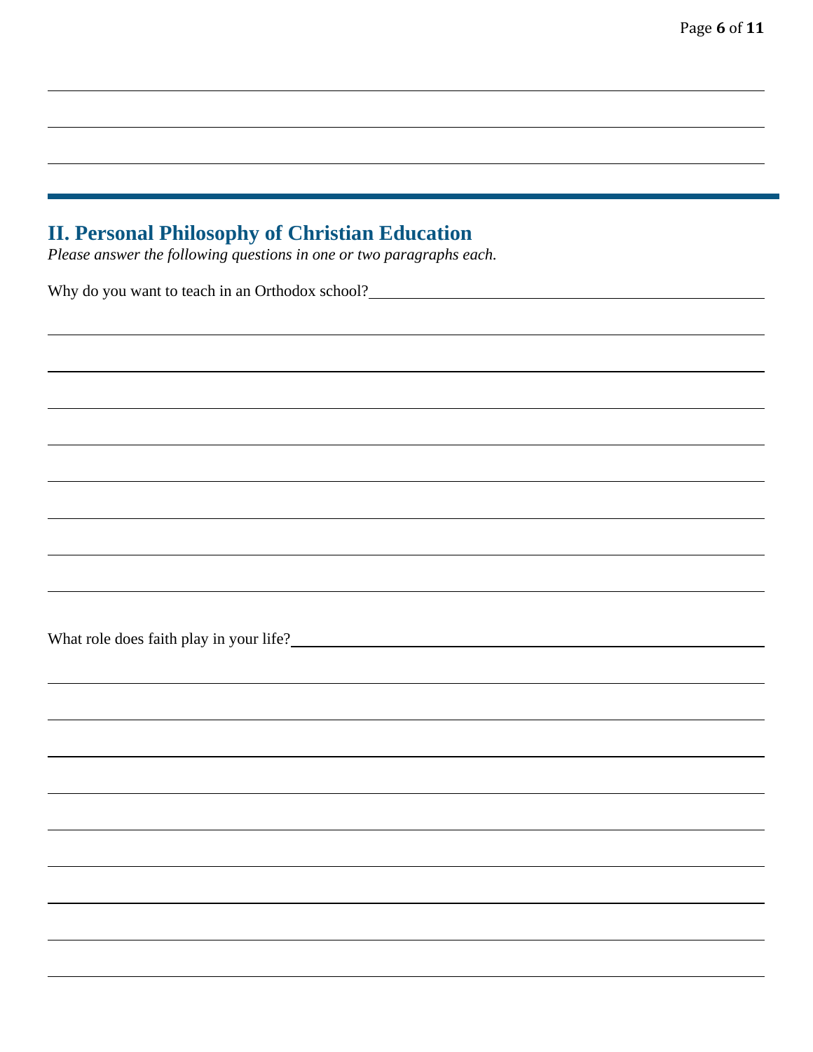## II. Personal Philosophy of Christian Education

*Please answer the following questions in one or two paragraphs each.*

Why do you want to teach in an Orthodox school?

What role does faith play in your life?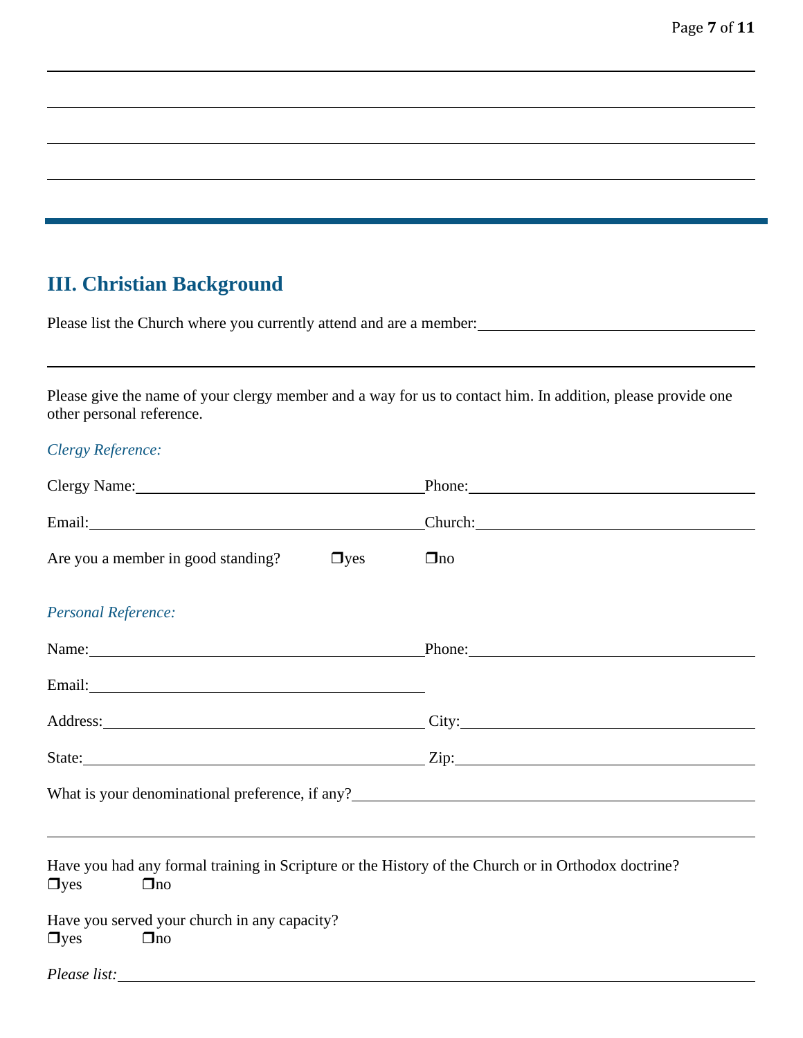## III. Christian Background

Please list the Church where you currently attend and are a member:\_\_\_\_\_\_\_\_\_\_\_\_\_\_\_\_\_\_\_\_\_\_\_\_\_\_\_\_\_\_

Please give the name of your clergy member and a way for us to contact him. In addition, please provide one other personal reference.

*Clergy Reference:*

Clergy Name:\_\_\_\_\_\_\_\_\_\_\_\_\_\_\_\_\_\_\_\_\_\_\_\_\_\_\_\_\_\_ Phone:\_\_\_\_\_\_\_\_\_\_\_\_\_\_\_\_\_\_\_\_\_\_\_\_\_\_\_\_\_\_

Email:\_\_\_\_\_\_\_\_\_\_\_\_\_\_\_\_\_\_\_\_\_\_\_\_\_\_\_\_\_\_ Church:\_\_\_\_\_\_\_\_\_\_\_\_\_\_\_\_\_\_\_\_\_\_\_\_\_\_\_\_\_\_

Are you a member in good standing? ❐yes ❐no

*Personal Reference:*

Name:\_\_\_\_\_\_\_\_\_\_\_\_\_\_\_\_\_\_\_\_\_\_\_\_\_\_\_\_\_\_ Phone:\_\_\_\_\_\_\_\_\_\_\_\_\_\_\_\_\_\_\_\_\_\_\_\_\_\_\_\_\_\_

Email:\_\_\_\_\_\_\_\_\_\_\_\_\_\_\_\_\_\_\_\_\_\_\_\_\_\_\_\_\_\_

Address:\_\_\_\_\_\_\_\_\_\_\_\_\_\_\_\_\_\_\_\_\_\_\_\_\_\_\_\_\_\_ City:\_\_\_\_\_\_\_\_\_\_\_\_\_\_\_\_\_\_\_\_\_\_\_\_\_\_\_\_\_\_

State:\_\_\_\_\_\_\_\_\_\_\_\_\_\_\_\_\_\_\_\_\_\_\_\_\_\_\_\_\_\_ Zip:\_\_\_\_\_\_\_\_\_\_\_\_\_\_\_\_\_\_\_\_\_\_\_\_\_\_\_\_\_\_

What is your denominational preference, if any?\_\_\_\_\_\_\_\_\_\_\_\_\_\_\_\_\_\_\_\_\_\_\_\_\_\_\_\_\_\_

Have you had any formal training in Scripture or the History of the Church or in Orthodox doctrine?
❐yes ❐no

Have you served your church in any capacity?
❐yes ❐no

*Please list:*\_\_\_\_\_\_\_\_\_\_\_\_\_\_\_\_\_\_\_\_\_\_\_\_\_\_\_\_\_\_\_\_\_\_\_\_\_\_\_\_\_\_\_\_\_\_\_\_\_\_\_\_\_\_\_\_\_\_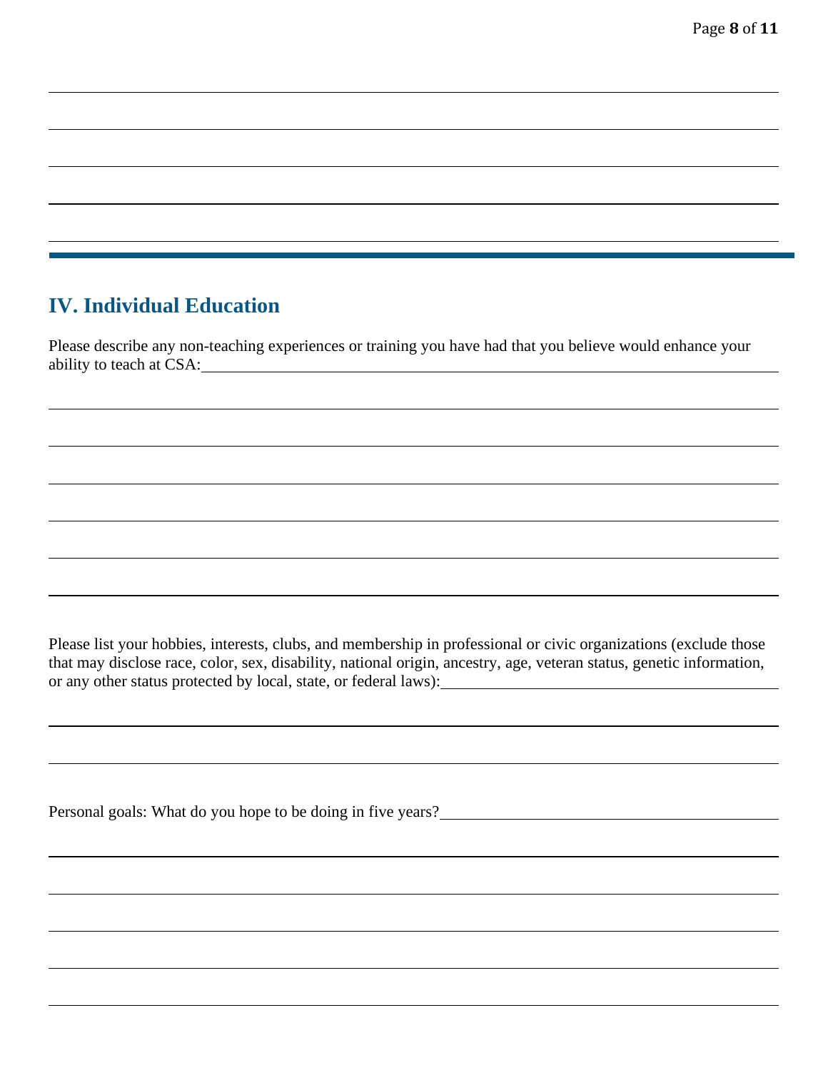## IV. Individual Education

Please describe any non-teaching experiences or training you have had that you believe would enhance your ability to teach at CSA:

Please list your hobbies, interests, clubs, and membership in professional or civic organizations (exclude those that may disclose race, color, sex, disability, national origin, ancestry, age, veteran status, genetic information, or any other status protected by local, state, or federal laws):

Personal goals: What do you hope to be doing in five years?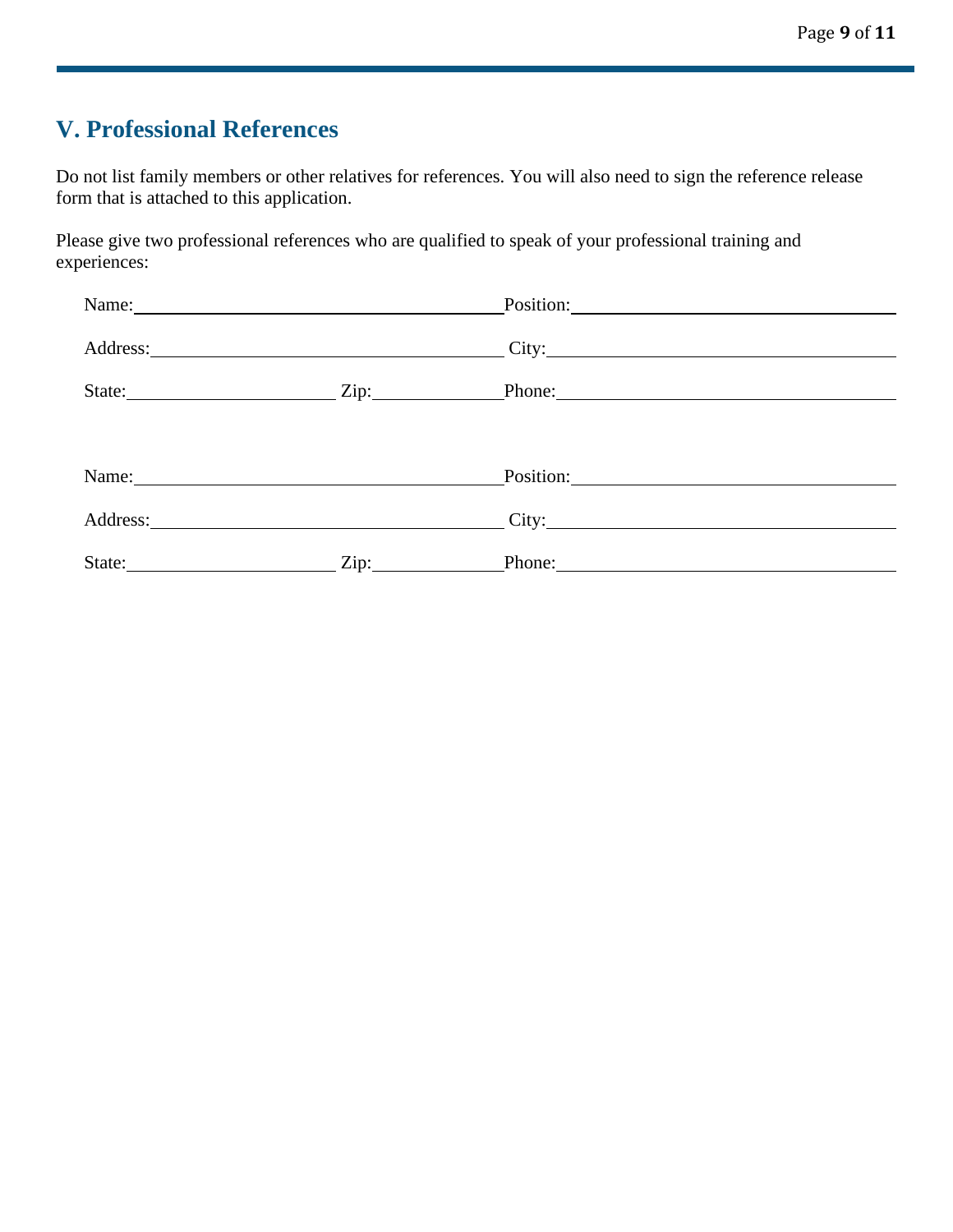## V. Professional References

Do not list family members or other relatives for references. You will also need to sign the reference release form that is attached to this application.

Please give two professional references who are qualified to speak of your professional training and experiences:

Name:\_\_\_\_\_\_\_\_\_\_\_\_\_\_\_\_\_\_\_\_\_\_\_\_\_\_\_\_\_\_\_\_\_\_\_\_ Position:\_\_\_\_\_\_\_\_\_\_\_\_\_\_\_\_\_\_\_\_\_\_\_\_\_\_\_\_\_\_\_\_

Address:\_\_\_\_\_\_\_\_\_\_\_\_\_\_\_\_\_\_\_\_\_\_\_\_\_\_\_\_\_\_\_\_\_\_ City:\_\_\_\_\_\_\_\_\_\_\_\_\_\_\_\_\_\_\_\_\_\_\_\_\_\_\_\_\_\_\_\_\_\_\_

State:\_\_\_\_\_\_\_\_\_\_\_\_\_\_\_\_\_\_\_ Zip:\_\_\_\_\_\_\_\_\_\_\_\_ Phone:\_\_\_\_\_\_\_\_\_\_\_\_\_\_\_\_\_\_\_\_\_\_\_\_\_\_\_\_\_\_\_\_\_

Name:\_\_\_\_\_\_\_\_\_\_\_\_\_\_\_\_\_\_\_\_\_\_\_\_\_\_\_\_\_\_\_\_\_\_\_\_ Position:\_\_\_\_\_\_\_\_\_\_\_\_\_\_\_\_\_\_\_\_\_\_\_\_\_\_\_\_\_\_\_\_

Address:\_\_\_\_\_\_\_\_\_\_\_\_\_\_\_\_\_\_\_\_\_\_\_\_\_\_\_\_\_\_\_\_\_\_ City:\_\_\_\_\_\_\_\_\_\_\_\_\_\_\_\_\_\_\_\_\_\_\_\_\_\_\_\_\_\_\_\_\_\_\_

State:\_\_\_\_\_\_\_\_\_\_\_\_\_\_\_\_\_\_\_ Zip:\_\_\_\_\_\_\_\_\_\_\_\_ Phone:\_\_\_\_\_\_\_\_\_\_\_\_\_\_\_\_\_\_\_\_\_\_\_\_\_\_\_\_\_\_\_\_\_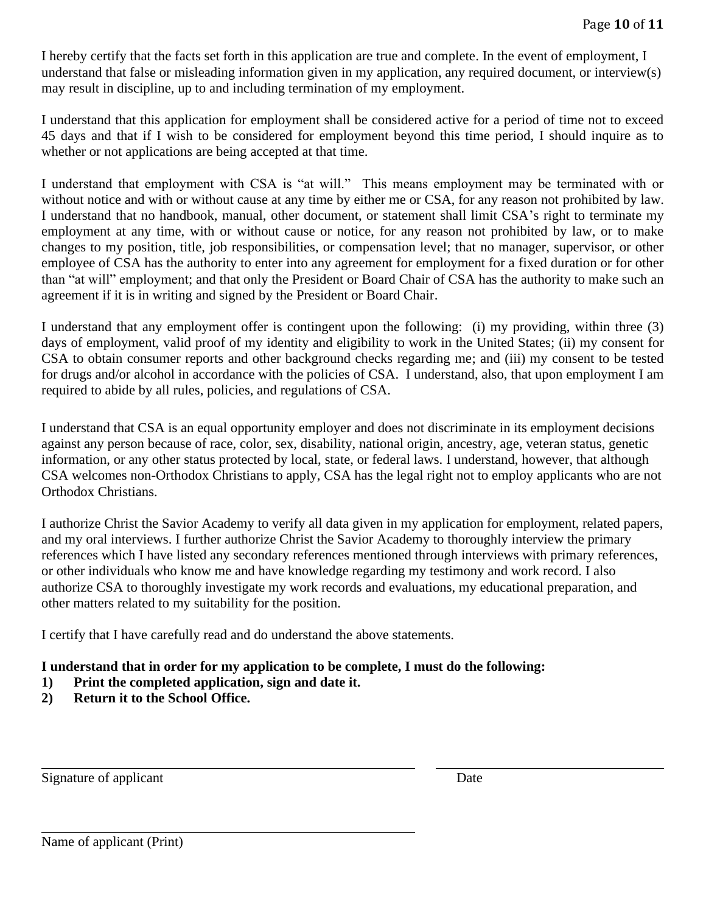I hereby certify that the facts set forth in this application are true and complete. In the event of employment, I understand that false or misleading information given in my application, any required document, or interview(s) may result in discipline, up to and including termination of my employment.

I understand that this application for employment shall be considered active for a period of time not to exceed 45 days and that if I wish to be considered for employment beyond this time period, I should inquire as to whether or not applications are being accepted at that time.

I understand that employment with CSA is "at will." This means employment may be terminated with or without notice and with or without cause at any time by either me or CSA, for any reason not prohibited by law. I understand that no handbook, manual, other document, or statement shall limit CSA's right to terminate my employment at any time, with or without cause or notice, for any reason not prohibited by law, or to make changes to my position, title, job responsibilities, or compensation level; that no manager, supervisor, or other employee of CSA has the authority to enter into any agreement for employment for a fixed duration or for other than "at will" employment; and that only the President or Board Chair of CSA has the authority to make such an agreement if it is in writing and signed by the President or Board Chair.

I understand that any employment offer is contingent upon the following: (i) my providing, within three (3) days of employment, valid proof of my identity and eligibility to work in the United States; (ii) my consent for CSA to obtain consumer reports and other background checks regarding me; and (iii) my consent to be tested for drugs and/or alcohol in accordance with the policies of CSA. I understand, also, that upon employment I am required to abide by all rules, policies, and regulations of CSA.

I understand that CSA is an equal opportunity employer and does not discriminate in its employment decisions against any person because of race, color, sex, disability, national origin, ancestry, age, veteran status, genetic information, or any other status protected by local, state, or federal laws. I understand, however, that although CSA welcomes non-Orthodox Christians to apply, CSA has the legal right not to employ applicants who are not Orthodox Christians.

I authorize Christ the Savior Academy to verify all data given in my application for employment, related papers, and my oral interviews. I further authorize Christ the Savior Academy to thoroughly interview the primary references which I have listed any secondary references mentioned through interviews with primary references, or other individuals who know me and have knowledge regarding my testimony and work record. I also authorize CSA to thoroughly investigate my work records and evaluations, my educational preparation, and other matters related to my suitability for the position.

I certify that I have carefully read and do understand the above statements.

**I understand that in order for my application to be complete, I must do the following:**

1) **Print the completed application, sign and date it.**
2) **Return it to the School Office.**

\_\_\_\_\_\_\_\_\_\_\_\_\_\_\_\_\_\_\_\_\_\_\_\_\_\_\_\_\_\_\_\_\_\_\_\_\_\_\_\_ \_\_\_\_\_\_\_\_\_\_\_\_\_\_\_\_\_\_\_\_\_\_\_\_

Signature of applicant Date

\_\_\_\_\_\_\_\_\_\_\_\_\_\_\_\_\_\_\_\_\_\_\_\_\_\_\_\_\_\_\_\_\_\_\_\_\_\_\_\_

Name of applicant (Print)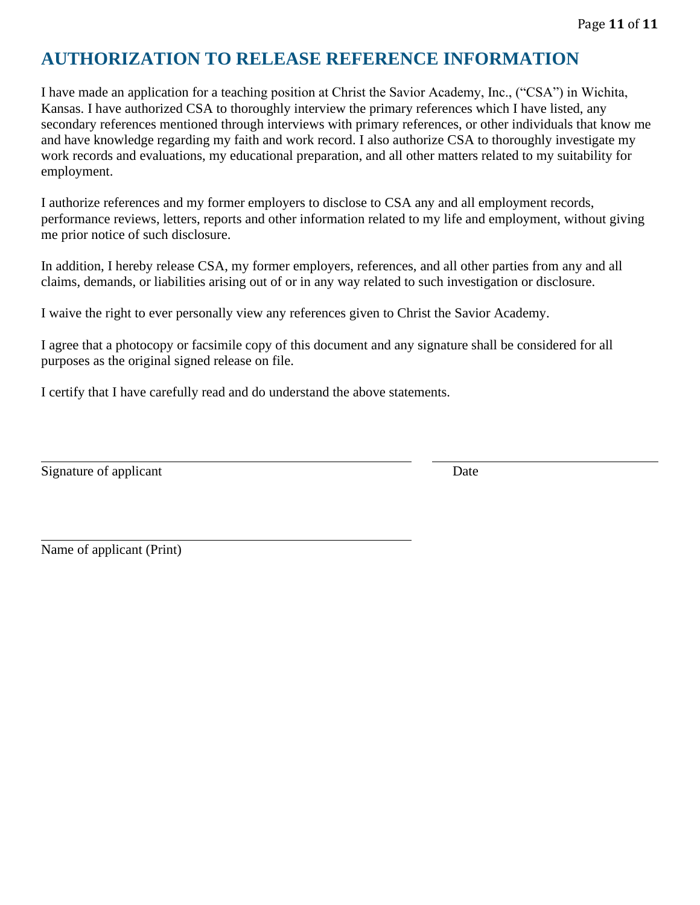# AUTHORIZATION TO RELEASE REFERENCE INFORMATION

I have made an application for a teaching position at Christ the Savior Academy, Inc., ("CSA") in Wichita, Kansas. I have authorized CSA to thoroughly interview the primary references which I have listed, any secondary references mentioned through interviews with primary references, or other individuals that know me and have knowledge regarding my faith and work record. I also authorize CSA to thoroughly investigate my work records and evaluations, my educational preparation, and all other matters related to my suitability for employment.

I authorize references and my former employers to disclose to CSA any and all employment records, performance reviews, letters, reports and other information related to my life and employment, without giving me prior notice of such disclosure.

In addition, I hereby release CSA, my former employers, references, and all other parties from any and all claims, demands, or liabilities arising out of or in any way related to such investigation or disclosure.

I waive the right to ever personally view any references given to Christ the Savior Academy.

I agree that a photocopy or facsimile copy of this document and any signature shall be considered for all purposes as the original signed release on file.

I certify that I have carefully read and do understand the above statements.

\_\_\_\_\_\_\_\_\_\_\_\_\_\_\_\_\_\_\_\_\_\_\_\_\_\_\_\_\_\_\_\_\_\_\_\_\_\_\_\_ \_\_\_\_\_\_\_\_\_\_\_\_\_\_\_\_\_\_\_\_\_\_\_\_

Signature of applicant Date

\_\_\_\_\_\_\_\_\_\_\_\_\_\_\_\_\_\_\_\_\_\_\_\_\_\_\_\_\_\_\_\_\_\_\_\_\_\_\_\_

Name of applicant (Print)